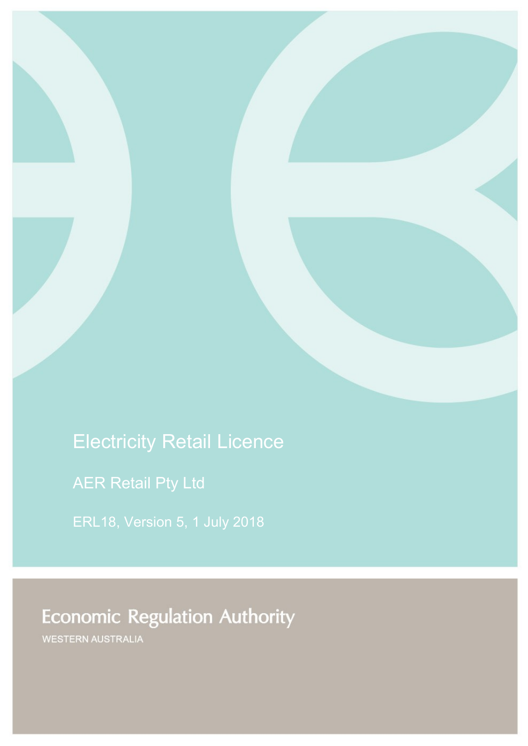# Electricity Retail Licence

## AER Retail Pty Ltd

ERL18, Version 5, 1 July 2018

**Economic Regulation Authority**

WESTERN AUSTRALIA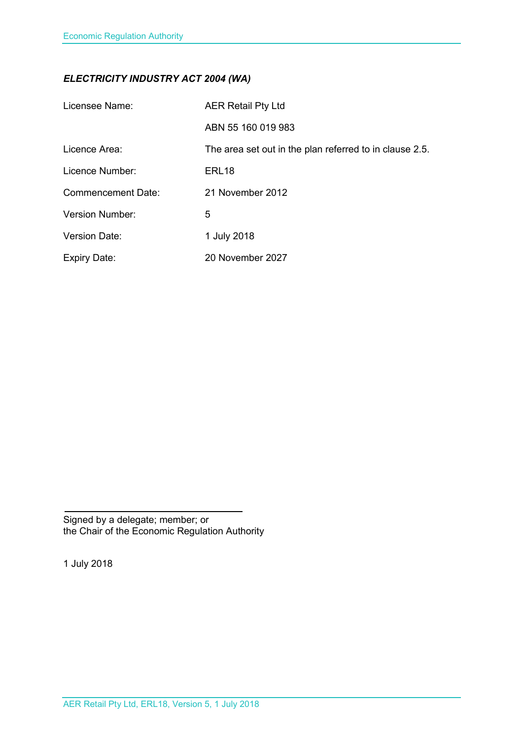***ELECTRICITY INDUSTRY ACT 2004 (WA)***

| | |
|---|---|
| Licensee Name: | AER Retail Pty Ltd |
| | ABN 55 160 019 983 |
| Licence Area: | The area set out in the plan referred to in clause 2.5. |
| Licence Number: | ERL18 |
| Commencement Date: | 21 November 2012 |
| Version Number: | 5 |
| Version Date: | 1 July 2018 |
| Expiry Date: | 20 November 2027 |

Signed by a delegate; member; or
the Chair of the Economic Regulation Authority

1 July 2018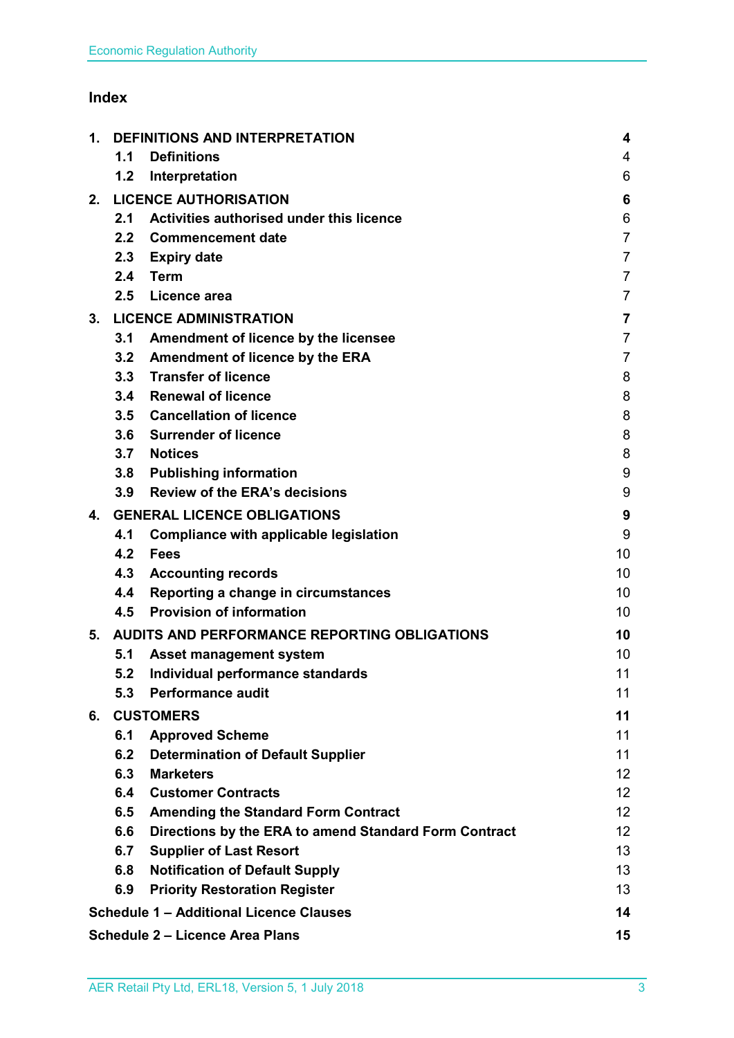## Index

| | | |
|---|---|---|
| **1.** | **DEFINITIONS AND INTERPRETATION** | **4** |
| 1.1 | **Definitions** | 4 |
| 1.2 | **Interpretation** | 6 |
| **2.** | **LICENCE AUTHORISATION** | **6** |
| 2.1 | **Activities authorised under this licence** | 6 |
| 2.2 | **Commencement date** | 7 |
| 2.3 | **Expiry date** | 7 |
| 2.4 | **Term** | 7 |
| 2.5 | **Licence area** | 7 |
| **3.** | **LICENCE ADMINISTRATION** | **7** |
| 3.1 | **Amendment of licence by the licensee** | 7 |
| 3.2 | **Amendment of licence by the ERA** | 7 |
| 3.3 | **Transfer of licence** | 8 |
| 3.4 | **Renewal of licence** | 8 |
| 3.5 | **Cancellation of licence** | 8 |
| 3.6 | **Surrender of licence** | 8 |
| 3.7 | **Notices** | 8 |
| 3.8 | **Publishing information** | 9 |
| 3.9 | **Review of the ERA's decisions** | 9 |
| **4.** | **GENERAL LICENCE OBLIGATIONS** | **9** |
| 4.1 | **Compliance with applicable legislation** | 9 |
| 4.2 | **Fees** | 10 |
| 4.3 | **Accounting records** | 10 |
| 4.4 | **Reporting a change in circumstances** | 10 |
| 4.5 | **Provision of information** | 10 |
| **5.** | **AUDITS AND PERFORMANCE REPORTING OBLIGATIONS** | **10** |
| 5.1 | **Asset management system** | 10 |
| 5.2 | **Individual performance standards** | 11 |
| 5.3 | **Performance audit** | 11 |
| **6.** | **CUSTOMERS** | **11** |
| 6.1 | **Approved Scheme** | 11 |
| 6.2 | **Determination of Default Supplier** | 11 |
| 6.3 | **Marketers** | 12 |
| 6.4 | **Customer Contracts** | 12 |
| 6.5 | **Amending the Standard Form Contract** | 12 |
| 6.6 | **Directions by the ERA to amend Standard Form Contract** | 12 |
| 6.7 | **Supplier of Last Resort** | 13 |
| 6.8 | **Notification of Default Supply** | 13 |
| 6.9 | **Priority Restoration Register** | 13 |
| **Schedule 1 – Additional Licence Clauses** | | **14** |
| **Schedule 2 – Licence Area Plans** | | **15** |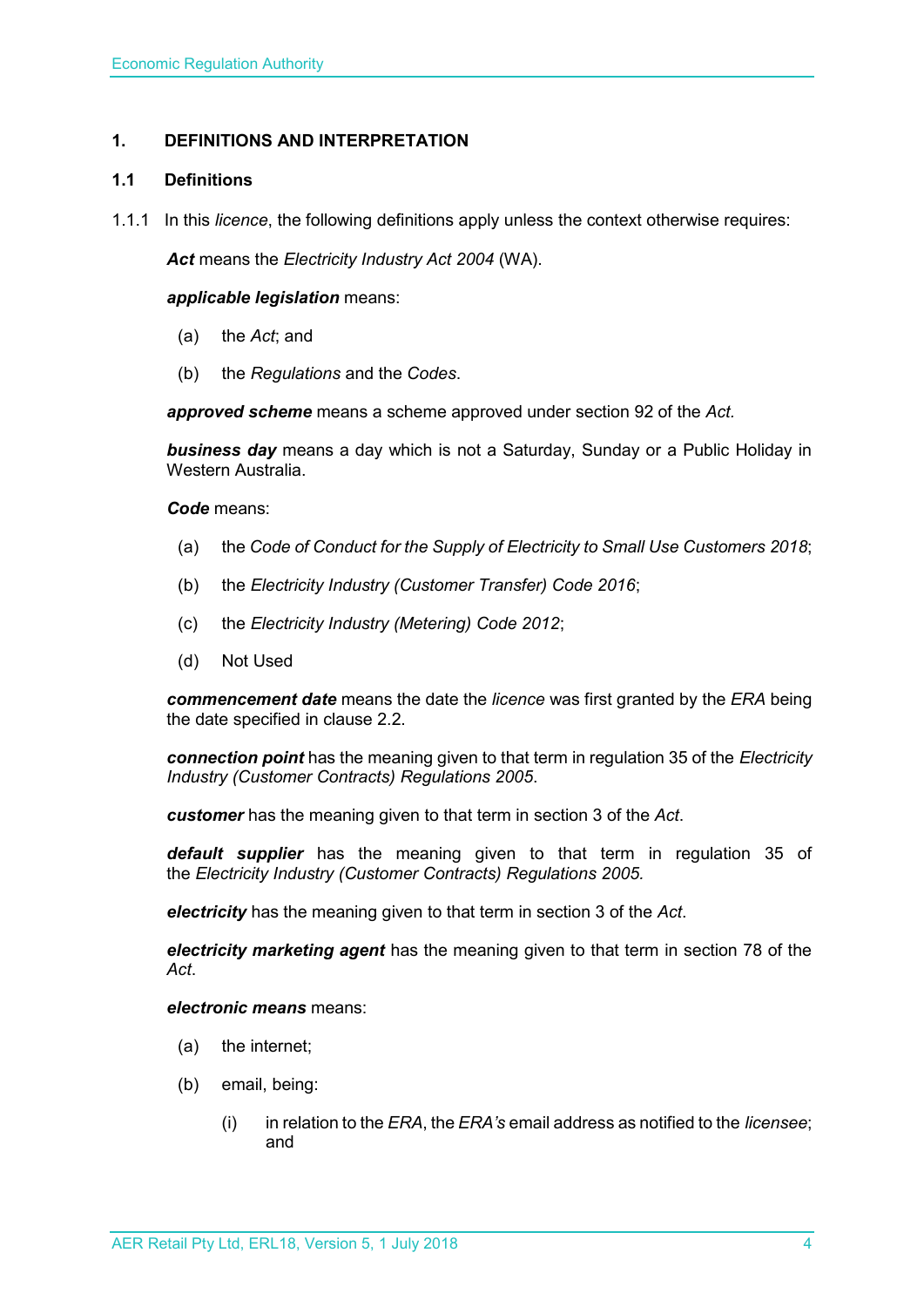## 1. DEFINITIONS AND INTERPRETATION

### 1.1 Definitions

1.1.1 In this *licence*, the following definitions apply unless the context otherwise requires:

***Act*** means the *Electricity Industry Act 2004* (WA).

***applicable legislation*** means:

(a) the *Act*; and

(b) the *Regulations* and the *Codes*.

***approved scheme*** means a scheme approved under section 92 of the *Act.*

***business day*** means a day which is not a Saturday, Sunday or a Public Holiday in Western Australia.

***Code*** means:

(a) the *Code of Conduct for the Supply of Electricity to Small Use Customers 2018*;

(b) the *Electricity Industry (Customer Transfer) Code 2016*;

(c) the *Electricity Industry (Metering) Code 2012*;

(d) Not Used

***commencement date*** means the date the *licence* was first granted by the *ERA* being the date specified in clause 2.2.

***connection point*** has the meaning given to that term in regulation 35 of the *Electricity Industry (Customer Contracts) Regulations 2005*.

***customer*** has the meaning given to that term in section 3 of the *Act*.

***default supplier*** has the meaning given to that term in regulation 35 of the *Electricity Industry (Customer Contracts) Regulations 2005.*

***electricity*** has the meaning given to that term in section 3 of the *Act*.

***electricity marketing agent*** has the meaning given to that term in section 78 of the *Act*.

***electronic means*** means:

(a) the internet;

(b) email, being:

(i) in relation to the *ERA*, the *ERA's* email address as notified to the *licensee*; and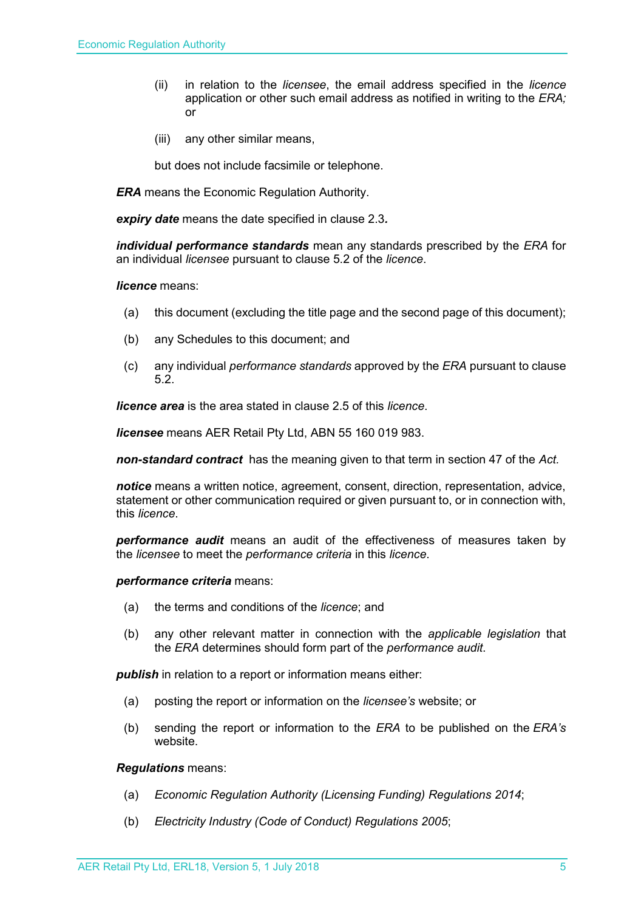(ii) in relation to the *licensee*, the email address specified in the *licence* application or other such email address as notified in writing to the *ERA;* or

(iii) any other similar means,

but does not include facsimile or telephone.

***ERA*** means the Economic Regulation Authority.

***expiry date*** means the date specified in clause 2.3**.**

***individual performance standards*** mean any standards prescribed by the *ERA* for an individual *licensee* pursuant to clause 5.2 of the *licence*.

***licence*** means:

(a) this document (excluding the title page and the second page of this document);

(b) any Schedules to this document; and

(c) any individual *performance standards* approved by the *ERA* pursuant to clause 5.2.

***licence area*** is the area stated in clause 2.5 of this *licence*.

***licensee*** means AER Retail Pty Ltd, ABN 55 160 019 983.

***non-standard contract*** has the meaning given to that term in section 47 of the *Act.*

***notice*** means a written notice, agreement, consent, direction, representation, advice, statement or other communication required or given pursuant to, or in connection with, this *licence*.

***performance audit*** means an audit of the effectiveness of measures taken by the *licensee* to meet the *performance criteria* in this *licence*.

***performance criteria*** means:

(a) the terms and conditions of the *licence*; and

(b) any other relevant matter in connection with the *applicable legislation* that the *ERA* determines should form part of the *performance audit*.

***publish*** in relation to a report or information means either:

(a) posting the report or information on the *licensee's* website; or

(b) sending the report or information to the *ERA* to be published on the *ERA's* website.

***Regulations*** means:

(a) *Economic Regulation Authority (Licensing Funding) Regulations 2014*;

(b) *Electricity Industry (Code of Conduct) Regulations 2005*;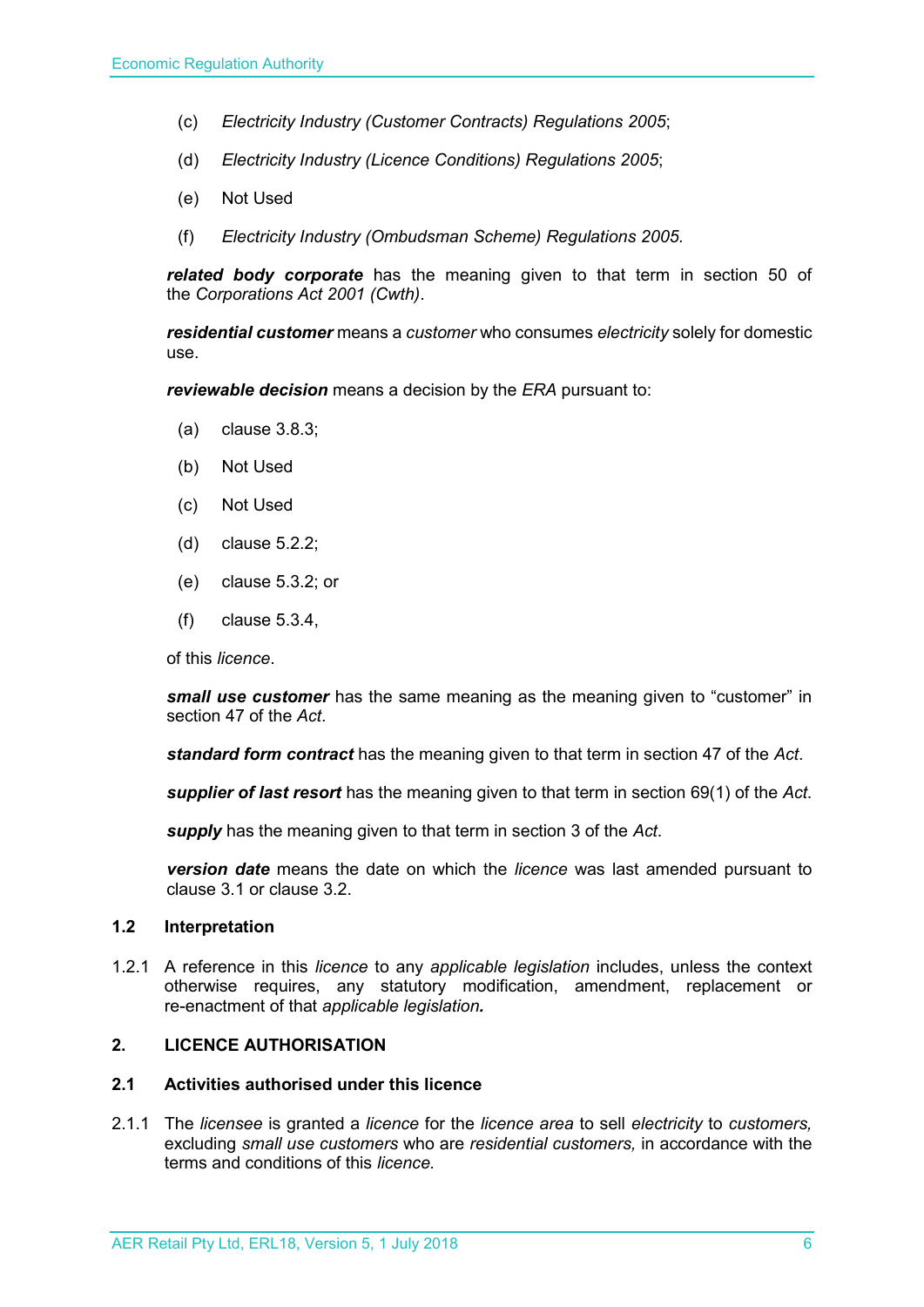(c) *Electricity Industry (Customer Contracts) Regulations 2005*;

(d) *Electricity Industry (Licence Conditions) Regulations 2005*;

(e) Not Used

(f) *Electricity Industry (Ombudsman Scheme) Regulations 2005.*

***related body corporate*** has the meaning given to that term in section 50 of the *Corporations Act 2001 (Cwth)*.

***residential customer*** means a *customer* who consumes *electricity* solely for domestic use.

***reviewable decision*** means a decision by the *ERA* pursuant to:

(a) clause 3.8.3;

(b) Not Used

(c) Not Used

(d) clause 5.2.2;

(e) clause 5.3.2; or

(f) clause 5.3.4,

of this *licence*.

***small use customer*** has the same meaning as the meaning given to "customer" in section 47 of the *Act*.

***standard form contract*** has the meaning given to that term in section 47 of the *Act*.

***supplier of last resort*** has the meaning given to that term in section 69(1) of the *Act*.

***supply*** has the meaning given to that term in section 3 of the *Act*.

***version date*** means the date on which the *licence* was last amended pursuant to clause 3.1 or clause 3.2.

### 1.2 Interpretation

1.2.1 A reference in this *licence* to any *applicable legislation* includes, unless the context otherwise requires, any statutory modification, amendment, replacement or re-enactment of that *applicable legislation.*

## 2. LICENCE AUTHORISATION

### 2.1 Activities authorised under this licence

2.1.1 The *licensee* is granted a *licence* for the *licence area* to sell *electricity* to *customers,* excluding *small use customers* who are *residential customers,* in accordance with the terms and conditions of this *licence.*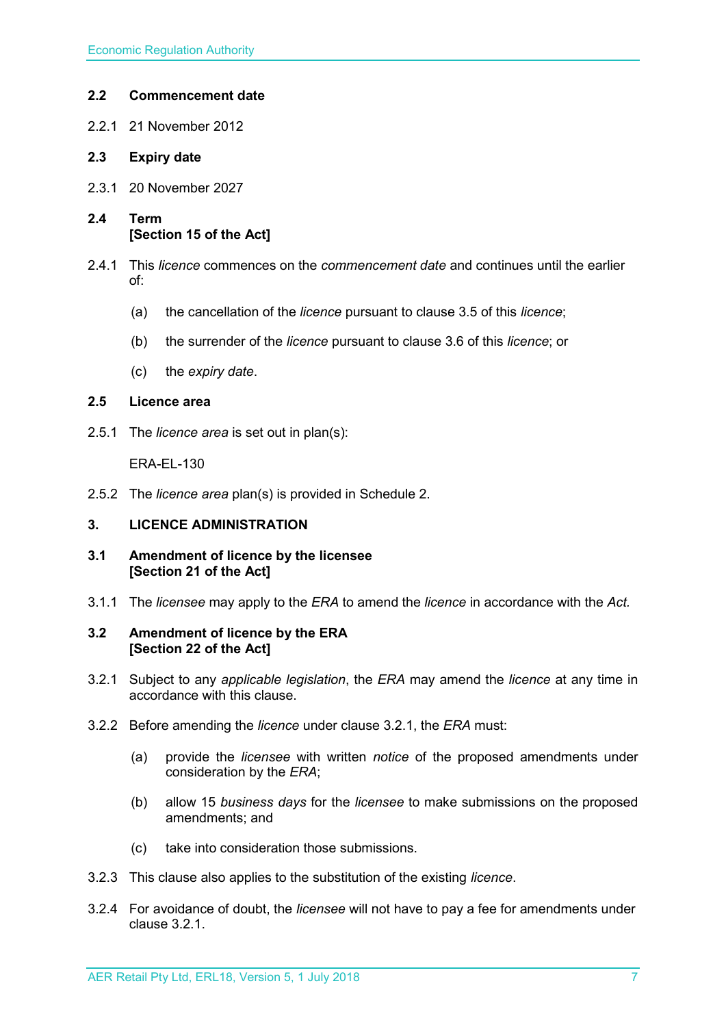### 2.2 Commencement date

2.2.1 21 November 2012

### 2.3 Expiry date

2.3.1 20 November 2027

### 2.4 Term
**[Section 15 of the Act]**

2.4.1 This *licence* commences on the *commencement date* and continues until the earlier of:

(a) the cancellation of the *licence* pursuant to clause 3.5 of this *licence*;

(b) the surrender of the *licence* pursuant to clause 3.6 of this *licence*; or

(c) the *expiry date*.

### 2.5 Licence area

2.5.1 The *licence area* is set out in plan(s):

ERA-EL-130

2.5.2 The *licence area* plan(s) is provided in Schedule 2.

## 3. LICENCE ADMINISTRATION

### 3.1 Amendment of licence by the licensee
**[Section 21 of the Act]**

3.1.1 The *licensee* may apply to the *ERA* to amend the *licence* in accordance with the *Act.*

### 3.2 Amendment of licence by the ERA
**[Section 22 of the Act]**

3.2.1 Subject to any *applicable legislation*, the *ERA* may amend the *licence* at any time in accordance with this clause.

3.2.2 Before amending the *licence* under clause 3.2.1, the *ERA* must:

(a) provide the *licensee* with written *notice* of the proposed amendments under consideration by the *ERA*;

(b) allow 15 *business days* for the *licensee* to make submissions on the proposed amendments; and

(c) take into consideration those submissions.

3.2.3 This clause also applies to the substitution of the existing *licence*.

3.2.4 For avoidance of doubt, the *licensee* will not have to pay a fee for amendments under clause 3.2.1.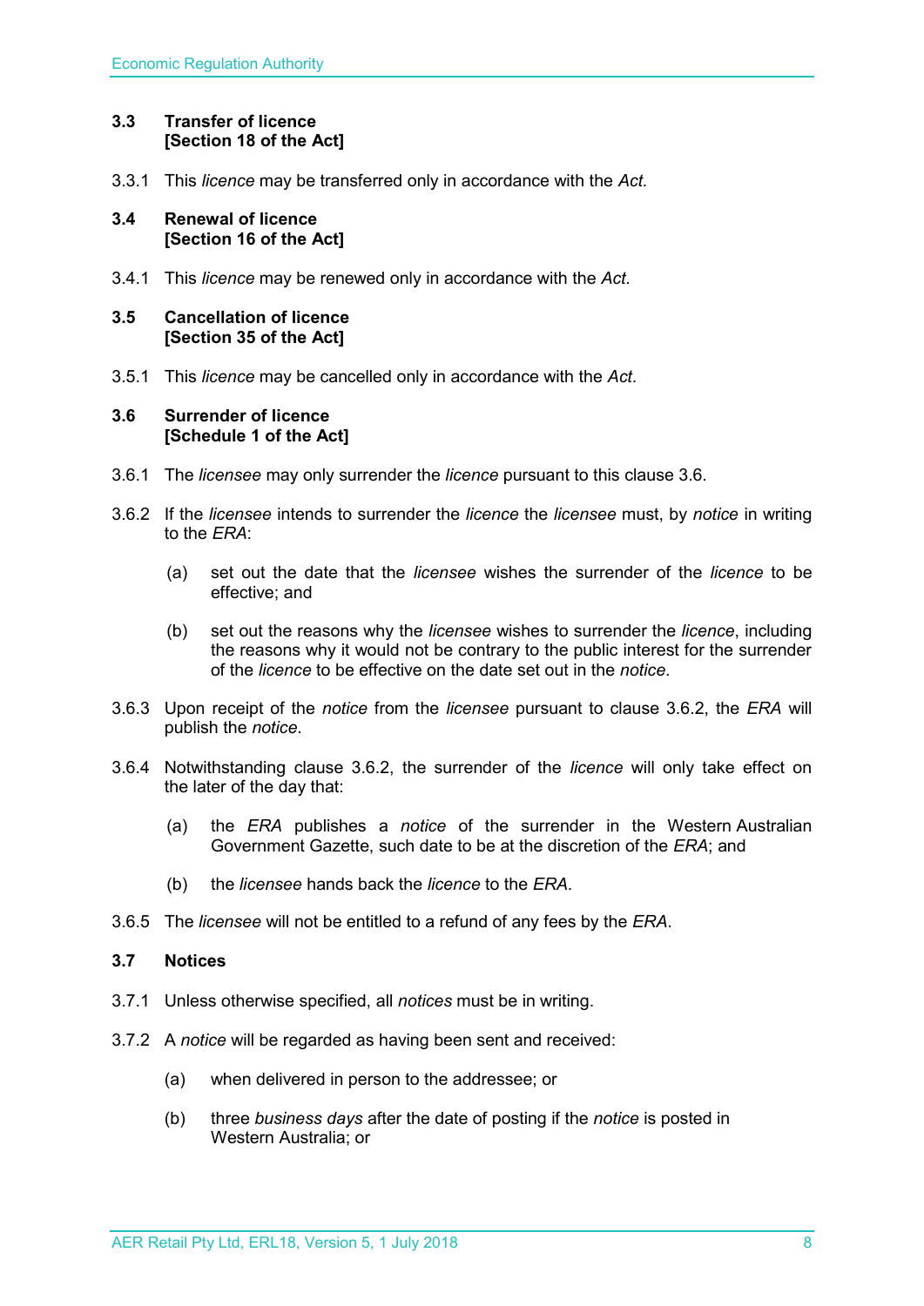### 3.3 Transfer of licence [Section 18 of the Act]

3.3.1 This *licence* may be transferred only in accordance with the *Act.*

### 3.4 Renewal of licence [Section 16 of the Act]

3.4.1 This *licence* may be renewed only in accordance with the *Act*.

### 3.5 Cancellation of licence [Section 35 of the Act]

3.5.1 This *licence* may be cancelled only in accordance with the *Act*.

### 3.6 Surrender of licence [Schedule 1 of the Act]

3.6.1 The *licensee* may only surrender the *licence* pursuant to this clause 3.6.

3.6.2 If the *licensee* intends to surrender the *licence* the *licensee* must, by *notice* in writing to the *ERA*:

(a) set out the date that the *licensee* wishes the surrender of the *licence* to be effective; and

(b) set out the reasons why the *licensee* wishes to surrender the *licence*, including the reasons why it would not be contrary to the public interest for the surrender of the *licence* to be effective on the date set out in the *notice*.

3.6.3 Upon receipt of the *notice* from the *licensee* pursuant to clause 3.6.2, the *ERA* will publish the *notice*.

3.6.4 Notwithstanding clause 3.6.2, the surrender of the *licence* will only take effect on the later of the day that:

(a) the *ERA* publishes a *notice* of the surrender in the Western Australian Government Gazette, such date to be at the discretion of the *ERA*; and

(b) the *licensee* hands back the *licence* to the *ERA*.

3.6.5 The *licensee* will not be entitled to a refund of any fees by the *ERA*.

### 3.7 Notices

3.7.1 Unless otherwise specified, all *notices* must be in writing.

3.7.2 A *notice* will be regarded as having been sent and received:

(a) when delivered in person to the addressee; or

(b) three *business days* after the date of posting if the *notice* is posted in Western Australia; or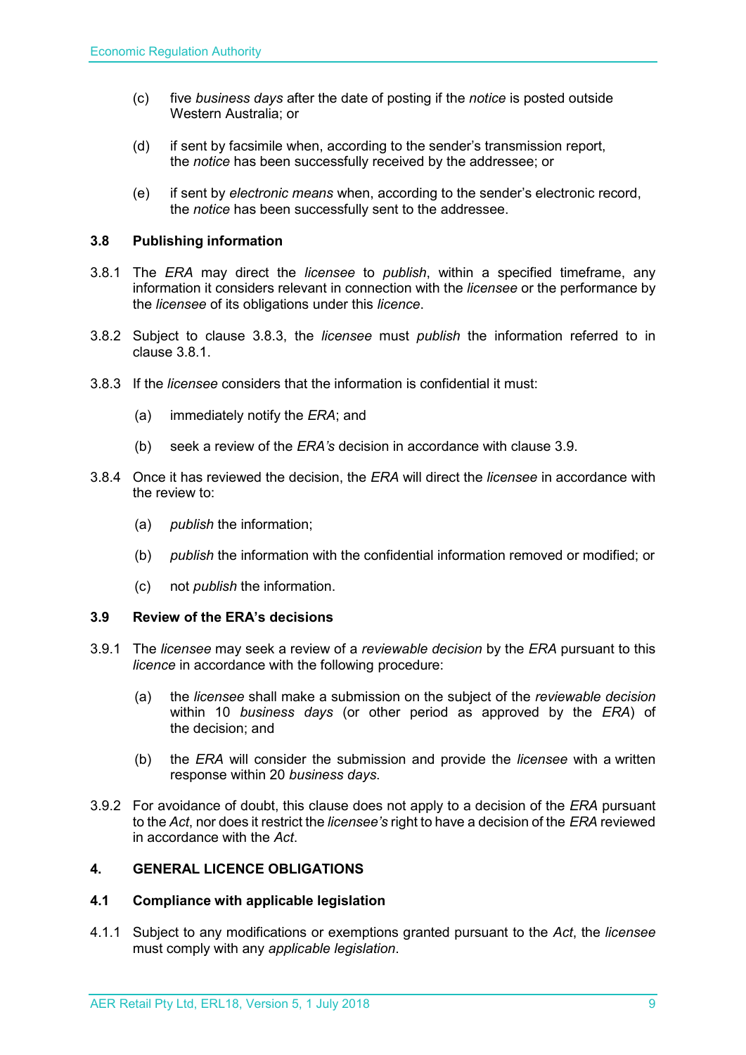(c) five *business days* after the date of posting if the *notice* is posted outside Western Australia; or

(d) if sent by facsimile when, according to the sender's transmission report, the *notice* has been successfully received by the addressee; or

(e) if sent by *electronic means* when, according to the sender's electronic record, the *notice* has been successfully sent to the addressee.

### 3.8 Publishing information

3.8.1 The *ERA* may direct the *licensee* to *publish*, within a specified timeframe, any information it considers relevant in connection with the *licensee* or the performance by the *licensee* of its obligations under this *licence*.

3.8.2 Subject to clause 3.8.3, the *licensee* must *publish* the information referred to in clause 3.8.1.

3.8.3 If the *licensee* considers that the information is confidential it must:

(a) immediately notify the *ERA*; and

(b) seek a review of the *ERA's* decision in accordance with clause 3.9.

3.8.4 Once it has reviewed the decision, the *ERA* will direct the *licensee* in accordance with the review to:

(a) *publish* the information;

(b) *publish* the information with the confidential information removed or modified; or

(c) not *publish* the information.

### 3.9 Review of the ERA's decisions

3.9.1 The *licensee* may seek a review of a *reviewable decision* by the *ERA* pursuant to this *licence* in accordance with the following procedure:

(a) the *licensee* shall make a submission on the subject of the *reviewable decision* within 10 *business days* (or other period as approved by the *ERA*) of the decision; and

(b) the *ERA* will consider the submission and provide the *licensee* with a written response within 20 *business days*.

3.9.2 For avoidance of doubt, this clause does not apply to a decision of the *ERA* pursuant to the *Act*, nor does it restrict the *licensee's* right to have a decision of the *ERA* reviewed in accordance with the *Act*.

## 4. GENERAL LICENCE OBLIGATIONS

### 4.1 Compliance with applicable legislation

4.1.1 Subject to any modifications or exemptions granted pursuant to the *Act*, the *licensee* must comply with any *applicable legislation*.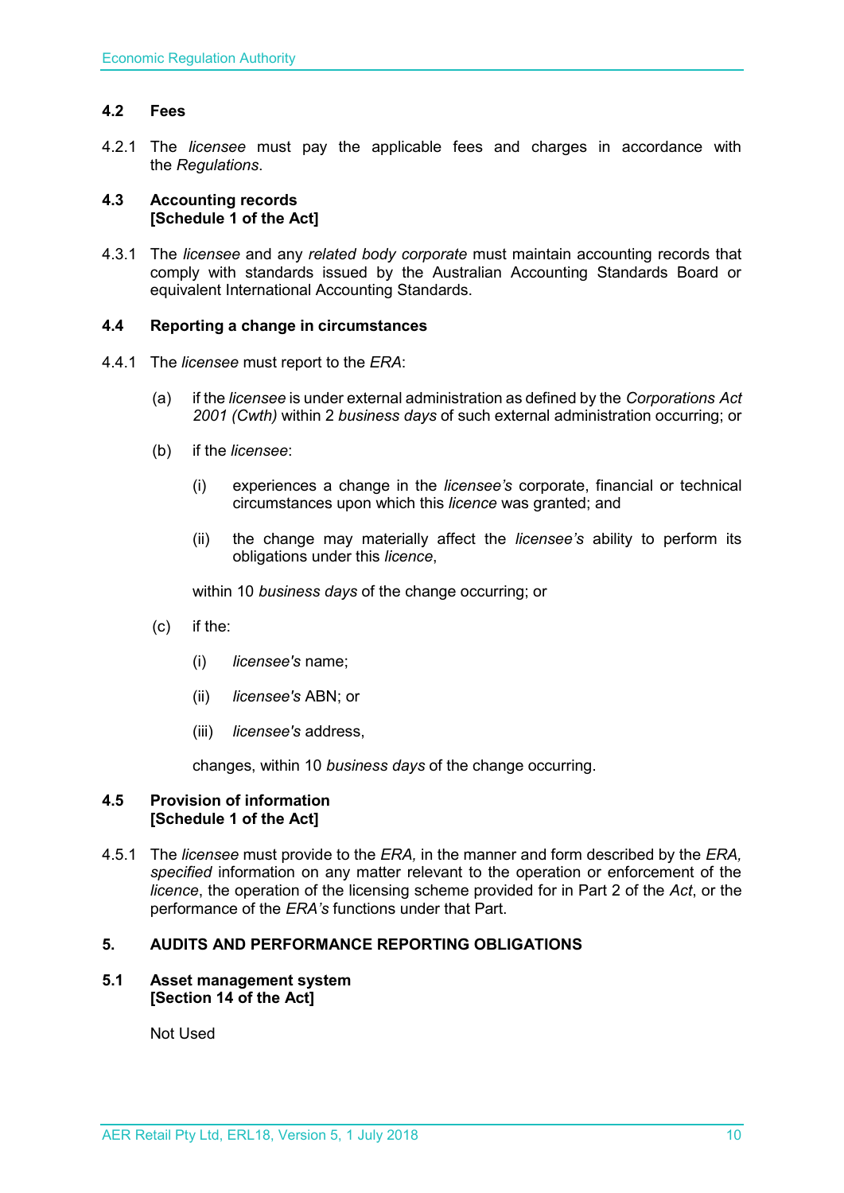### 4.2 Fees

4.2.1 The *licensee* must pay the applicable fees and charges in accordance with the *Regulations*.

### 4.3 Accounting records [Schedule 1 of the Act]

4.3.1 The *licensee* and any *related body corporate* must maintain accounting records that comply with standards issued by the Australian Accounting Standards Board or equivalent International Accounting Standards.

### 4.4 Reporting a change in circumstances

4.4.1 The *licensee* must report to the *ERA*:

(a) if the *licensee* is under external administration as defined by the *Corporations Act 2001 (Cwth)* within 2 *business days* of such external administration occurring; or

(b) if the *licensee*:

(i) experiences a change in the *licensee's* corporate, financial or technical circumstances upon which this *licence* was granted; and

(ii) the change may materially affect the *licensee's* ability to perform its obligations under this *licence*,

within 10 *business days* of the change occurring; or

(c) if the:

(i) *licensee's* name;

(ii) *licensee's* ABN; or

(iii) *licensee's* address,

changes, within 10 *business days* of the change occurring.

### 4.5 Provision of information [Schedule 1 of the Act]

4.5.1 The *licensee* must provide to the *ERA,* in the manner and form described by the *ERA, specified* information on any matter relevant to the operation or enforcement of the *licence*, the operation of the licensing scheme provided for in Part 2 of the *Act*, or the performance of the *ERA's* functions under that Part.

## 5. AUDITS AND PERFORMANCE REPORTING OBLIGATIONS

### 5.1 Asset management system [Section 14 of the Act]

Not Used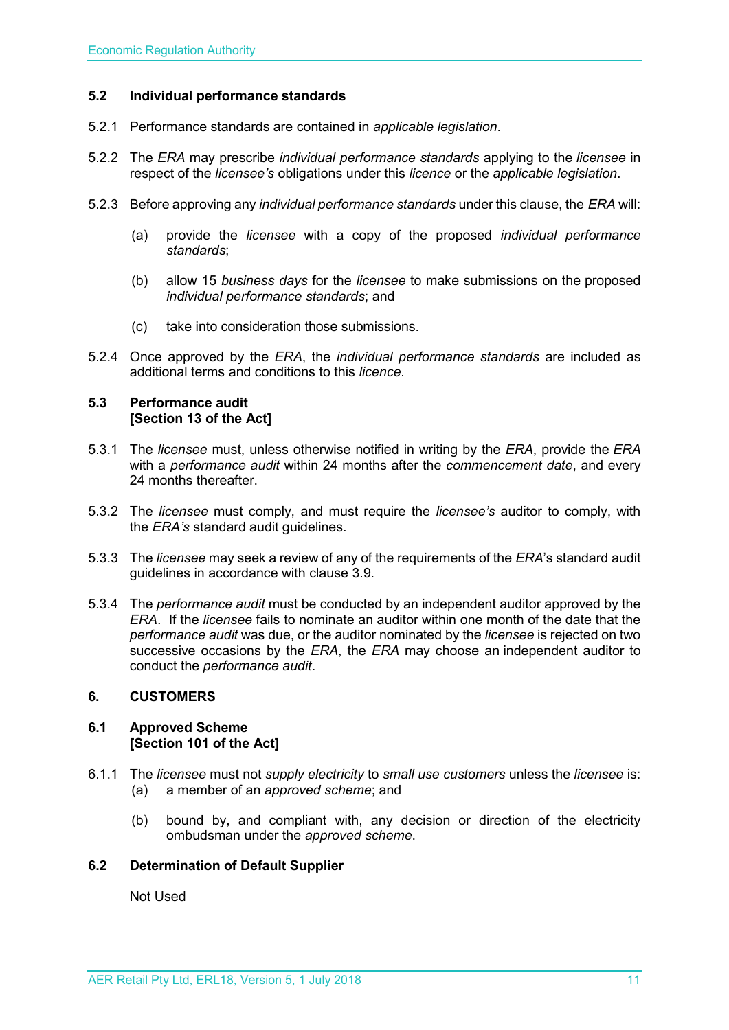### 5.2 Individual performance standards

5.2.1 Performance standards are contained in *applicable legislation*.

5.2.2 The *ERA* may prescribe *individual performance standards* applying to the *licensee* in respect of the *licensee's* obligations under this *licence* or the *applicable legislation*.

5.2.3 Before approving any *individual performance standards* under this clause, the *ERA* will:

(a) provide the *licensee* with a copy of the proposed *individual performance standards*;

(b) allow 15 *business days* for the *licensee* to make submissions on the proposed *individual performance standards*; and

(c) take into consideration those submissions.

5.2.4 Once approved by the *ERA*, the *individual performance standards* are included as additional terms and conditions to this *licence*.

### 5.3 Performance audit [Section 13 of the Act]

5.3.1 The *licensee* must, unless otherwise notified in writing by the *ERA*, provide the *ERA* with a *performance audit* within 24 months after the *commencement date*, and every 24 months thereafter.

5.3.2 The *licensee* must comply, and must require the *licensee's* auditor to comply, with the *ERA's* standard audit guidelines.

5.3.3 The *licensee* may seek a review of any of the requirements of the *ERA*'s standard audit guidelines in accordance with clause 3.9.

5.3.4 The *performance audit* must be conducted by an independent auditor approved by the *ERA*. If the *licensee* fails to nominate an auditor within one month of the date that the *performance audit* was due, or the auditor nominated by the *licensee* is rejected on two successive occasions by the *ERA*, the *ERA* may choose an independent auditor to conduct the *performance audit*.

## 6. CUSTOMERS

### 6.1 Approved Scheme [Section 101 of the Act]

6.1.1 The *licensee* must not *supply electricity* to *small use customers* unless the *licensee* is:

(a) a member of an *approved scheme*; and

(b) bound by, and compliant with, any decision or direction of the electricity ombudsman under the *approved scheme*.

### 6.2 Determination of Default Supplier

Not Used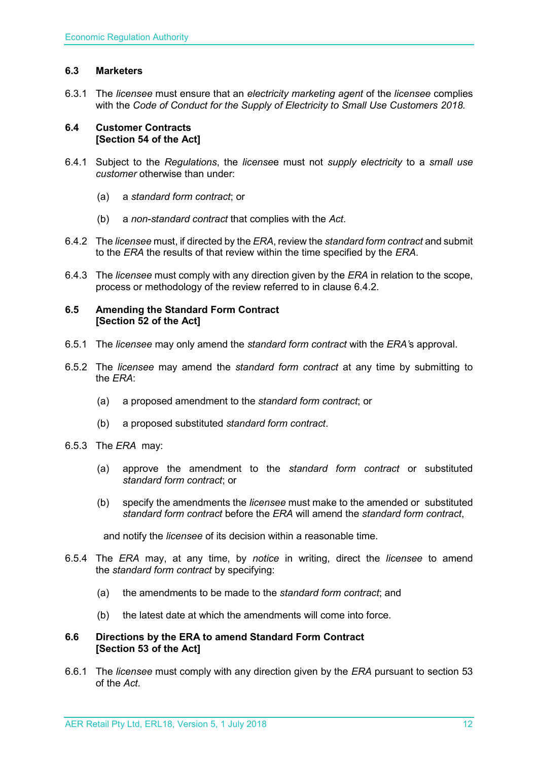### 6.3 Marketers

6.3.1 The *licensee* must ensure that an *electricity marketing agent* of the *licensee* complies with the *Code of Conduct for the Supply of Electricity to Small Use Customers 2018.*

### 6.4 Customer Contracts [Section 54 of the Act]

6.4.1 Subject to the *Regulations*, the *licensee* must not *supply electricity* to a *small use customer* otherwise than under:

(a) a *standard form contract*; or

(b) a *non-standard contract* that complies with the *Act*.

6.4.2 The *licensee* must, if directed by the *ERA*, review the *standard form contract* and submit to the *ERA* the results of that review within the time specified by the *ERA*.

6.4.3 The *licensee* must comply with any direction given by the *ERA* in relation to the scope, process or methodology of the review referred to in clause 6.4.2.

### 6.5 Amending the Standard Form Contract [Section 52 of the Act]

6.5.1 The *licensee* may only amend the *standard form contract* with the *ERA's* approval.

6.5.2 The *licensee* may amend the *standard form contract* at any time by submitting to the *ERA*:

(a) a proposed amendment to the *standard form contract*; or

(b) a proposed substituted *standard form contract*.

6.5.3 The *ERA* may:

(a) approve the amendment to the *standard form contract* or substituted *standard form contract*; or

(b) specify the amendments the *licensee* must make to the amended or substituted *standard form contract* before the *ERA* will amend the *standard form contract*,

and notify the *licensee* of its decision within a reasonable time.

6.5.4 The *ERA* may, at any time, by *notice* in writing, direct the *licensee* to amend the *standard form contract* by specifying:

(a) the amendments to be made to the *standard form contract*; and

(b) the latest date at which the amendments will come into force.

### 6.6 Directions by the ERA to amend Standard Form Contract [Section 53 of the Act]

6.6.1 The *licensee* must comply with any direction given by the *ERA* pursuant to section 53 of the *Act.*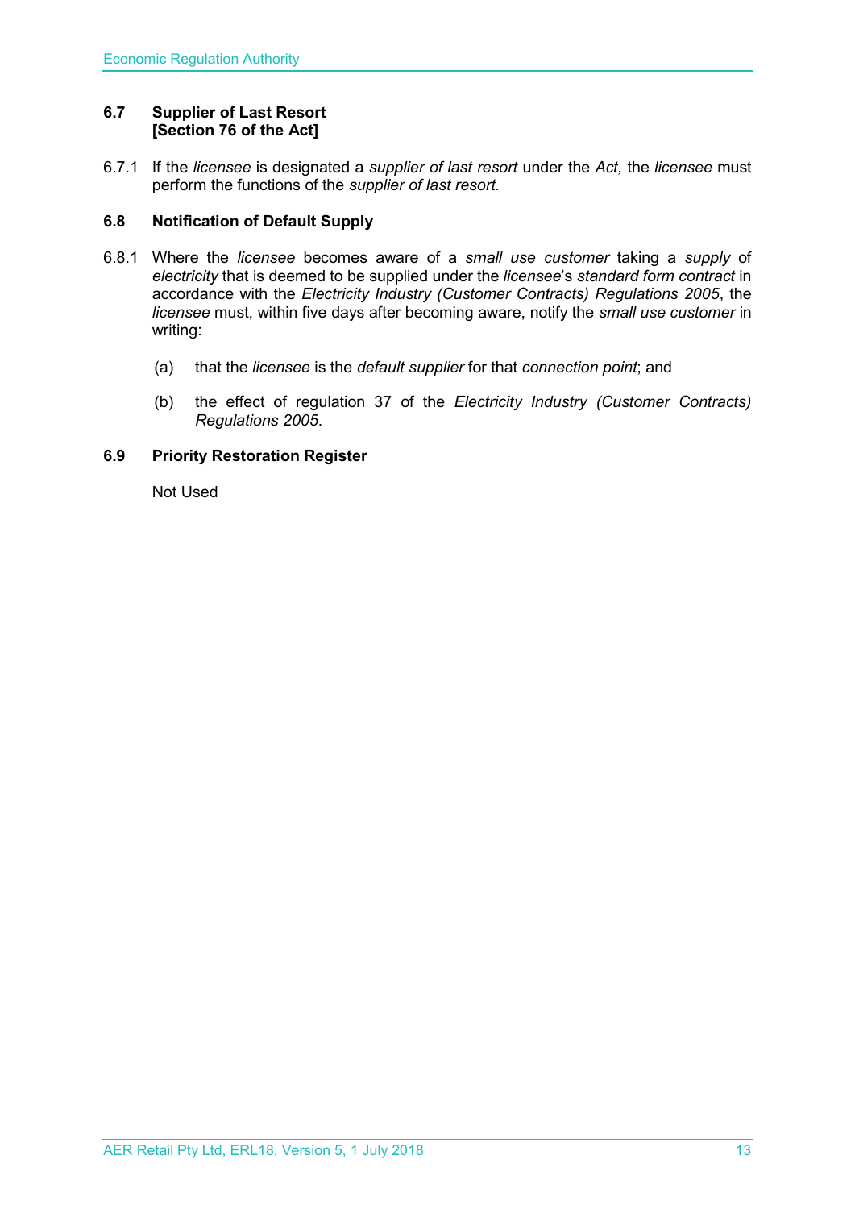### 6.7 Supplier of Last Resort [Section 76 of the Act]

6.7.1 If the *licensee* is designated a *supplier of last resort* under the *Act,* the *licensee* must perform the functions of the *supplier of last resort.*

### 6.8 Notification of Default Supply

6.8.1 Where the *licensee* becomes aware of a *small use customer* taking a *supply* of *electricity* that is deemed to be supplied under the *licensee*'s *standard form contract* in accordance with the *Electricity Industry (Customer Contracts) Regulations 2005*, the *licensee* must, within five days after becoming aware, notify the *small use customer* in writing:

(a) that the *licensee* is the *default supplier* for that *connection point*; and

(b) the effect of regulation 37 of the *Electricity Industry (Customer Contracts) Regulations 2005*.

### 6.9 Priority Restoration Register

Not Used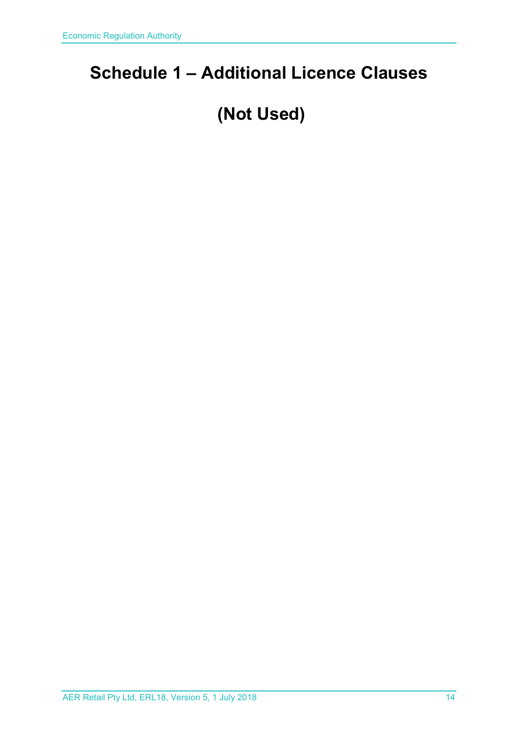# Schedule 1 – Additional Licence Clauses

# (Not Used)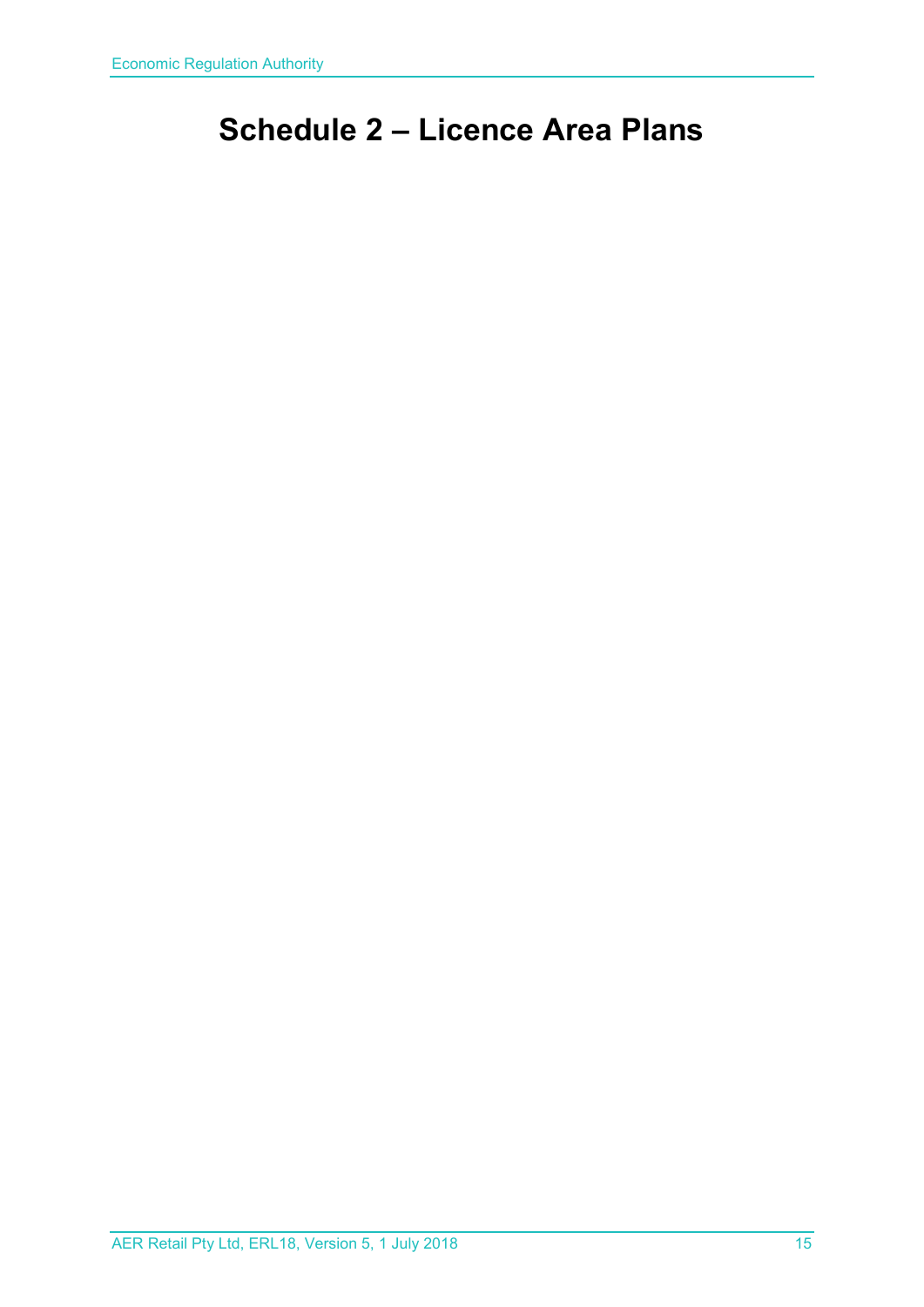# Schedule 2 – Licence Area Plans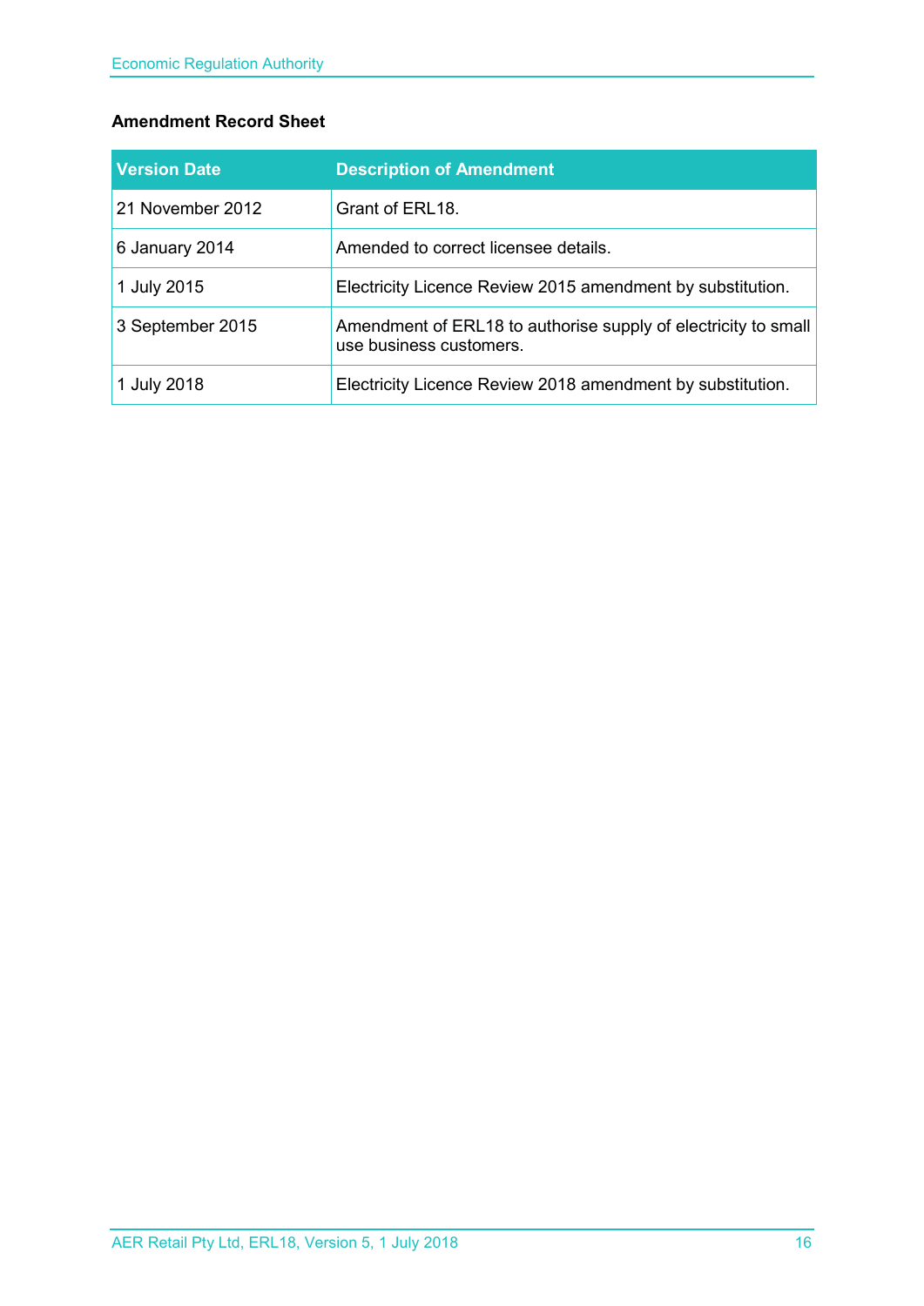**Amendment Record Sheet**

| Version Date | Description of Amendment |
| --- | --- |
| 21 November 2012 | Grant of ERL18. |
| 6 January 2014 | Amended to correct licensee details. |
| 1 July 2015 | Electricity Licence Review 2015 amendment by substitution. |
| 3 September 2015 | Amendment of ERL18 to authorise supply of electricity to small use business customers. |
| 1 July 2018 | Electricity Licence Review 2018 amendment by substitution. |